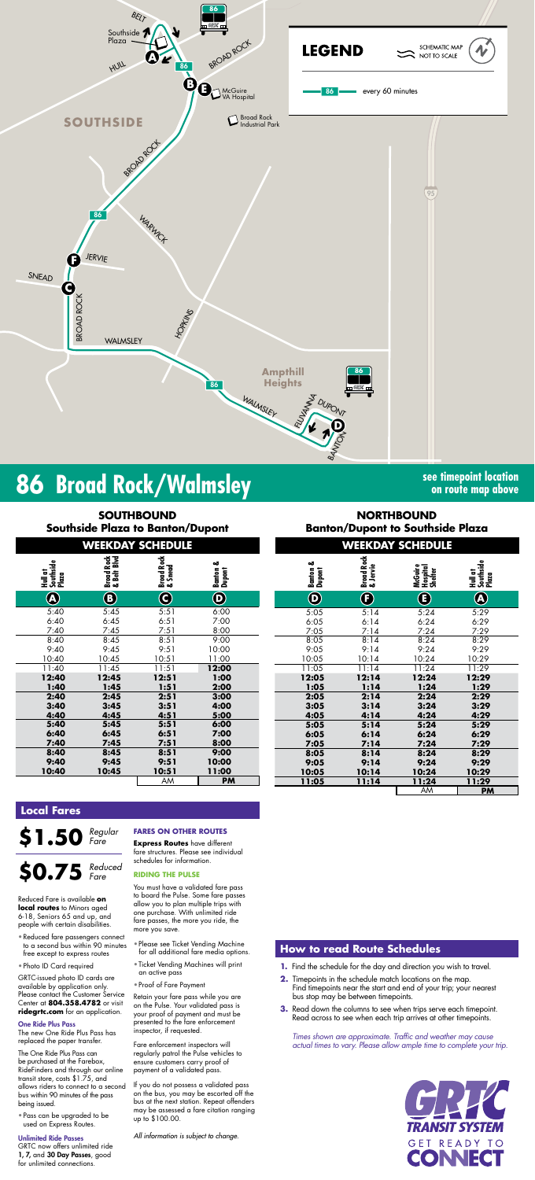LEGEND

SCHEMATIC MAP NOT TO SCALE

86 every 60 minutes

# 86 Broad Rock/Walmsley

**see timepoint location on route map above**

## SOUTHBOUND
### Southside Plaza to Banton/Dupont

**WEEKDAY SCHEDULE**

| Hull at Southside Plaza (A) | Broad Rock & Belt Blvd (B) | Broad Rock & Snead (C) | Banton & Dupont (D) |
|---|---|---|---|
| 5:40 | 5:45 | 5:51 | 6:00 |
| 6:40 | 6:45 | 6:51 | 7:00 |
| 7:40 | 7:45 | 7:51 | 8:00 |
| 8:40 | 8:45 | 8:51 | 9:00 |
| 9:40 | 9:45 | 9:51 | 10:00 |
| 10:40 | 10:45 | 10:51 | 11:00 |
| 11:40 | 11:45 | 11:51 | **12:00** |
| **12:40** | **12:45** | **12:51** | **1:00** |
| **1:40** | **1:45** | **1:51** | **2:00** |
| **2:40** | **2:45** | **2:51** | **3:00** |
| **3:40** | **3:45** | **3:51** | **4:00** |
| **4:40** | **4:45** | **4:51** | **5:00** |
| **5:40** | **5:45** | **5:51** | **6:00** |
| **6:40** | **6:45** | **6:51** | **7:00** |
| **7:40** | **7:45** | **7:51** | **8:00** |
| **8:40** | **8:45** | **8:51** | **9:00** |
| **9:40** | **9:45** | **9:51** | **10:00** |
| **10:40** | **10:45** | **10:51** | **11:00** |
| | | AM | **PM** |

## NORTHBOUND
### Banton/Dupont to Southside Plaza

**WEEKDAY SCHEDULE**

| Banton & Dupont (D) | Broad Rock & Jervie (F) | McGuire Hospital Shelter (E) | Hull at Southside Plaza (A) |
|---|---|---|---|
| 5:05 | 5:14 | 5:24 | 5:29 |
| 6:05 | 6:14 | 6:24 | 6:29 |
| 7:05 | 7:14 | 7:24 | 7:29 |
| 8:05 | 8:14 | 8:24 | 8:29 |
| 9:05 | 9:14 | 9:24 | 9:29 |
| 10:05 | 10:14 | 10:24 | 10:29 |
| 11:05 | 11:14 | 11:24 | 11:29 |
| **12:05** | **12:14** | **12:24** | **12:29** |
| **1:05** | **1:14** | **1:24** | **1:29** |
| **2:05** | **2:14** | **2:24** | **2:29** |
| **3:05** | **3:14** | **3:24** | **3:29** |
| **4:05** | **4:14** | **4:24** | **4:29** |
| **5:05** | **5:14** | **5:24** | **5:29** |
| **6:05** | **6:14** | **6:24** | **6:29** |
| **7:05** | **7:14** | **7:24** | **7:29** |
| **8:05** | **8:14** | **8:24** | **8:29** |
| **9:05** | **9:14** | **9:24** | **9:29** |
| **10:05** | **10:14** | **10:24** | **10:29** |
| **11:05** | **11:14** | **11:24** | **11:29** |
| | | AM | **PM** |

## Local Fares

**$1.50** *Regular Fare*

**$0.75** *Reduced Fare*

Reduced Fare is available **on local routes** to Minors aged 6-18, Seniors 65 and up, and people with certain disabilities.

- Reduced fare passengers connect to a second bus within 90 minutes free except to express routes
- Photo ID Card required

GRTC-issued photo ID cards are available by application only. Please contact the Customer Service Center at **804.358.4782** or visit **ridegrtc.com** for an application.

**One Ride Plus Pass**
The new One Ride Plus Pass has replaced the paper transfer.

The One Ride Plus Pass can be purchased at the Farebox, RideFinders and through our online transit store, costs $1.75, and allows riders to connect to a second bus within 90 minutes of the pass being issued.

- Pass can be upgraded to be used on Express Routes.

**Unlimited Ride Passes**
GRTC now offers unlimited ride **1**, **7**, and **30 Day Passes**, good for unlimited connections.

### FARES ON OTHER ROUTES

**Express Routes** have different fare structures. Please see individual schedules for information.

### RIDING THE PULSE

You must have a validated fare pass to board the Pulse. Some fare passes allow you to plan multiple trips with one purchase. With unlimited ride fare passes, the more you ride, the more you save.

- Please see Ticket Vending Machine for all additional fare media options.
- Ticket Vending Machines will print an active pass
- Proof of Fare Payment

Retain your fare pass while you are on the Pulse. Your validated pass is your proof of payment and must be presented to the fare enforcement inspector, if requested.

Fare enforcement inspectors will regularly patrol the Pulse vehicles to ensure customers carry proof of payment of a validated pass.

If you do not possess a validated pass on the bus, you may be escorted off the bus at the next station. Repeat offenders may be assessed a fare citation ranging up to $100.00.

*All information is subject to change.*

## How to read Route Schedules

1. Find the schedule for the day and direction you wish to travel.
2. Timepoints in the schedule match locations on the map. Find timepoints near the start and end of your trip; your nearest bus stop may be between timepoints.
3. Read down the columns to see when trips serve each timepoint. Read across to see when each trip arrives at other timepoints.

*Times shown are approximate. Traffic and weather may cause actual times to vary. Please allow ample time to complete your trip.*

GRTC TRANSIT SYSTEM
GET READY TO CONNECT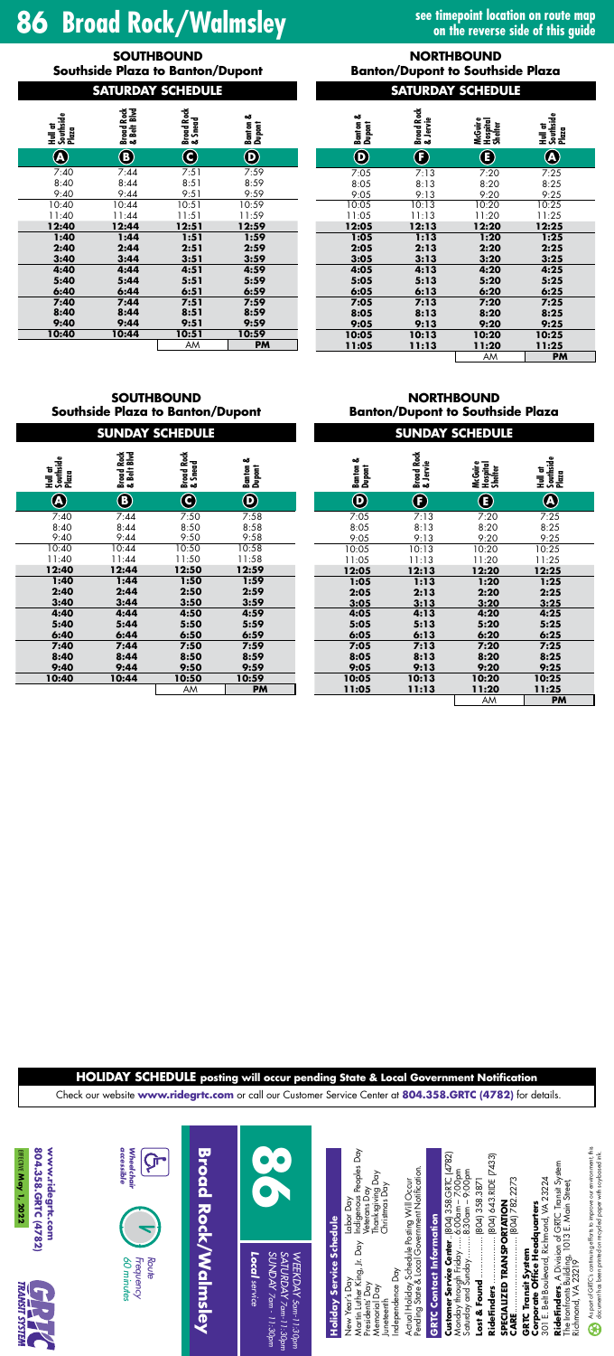# 86 Broad Rock/Walmsley

see timepoint location on route map on the reverse side of this guide

## SOUTHBOUND
### Southside Plaza to Banton/Dupont

**SATURDAY SCHEDULE**

| Hull at Southside Plaza | Broad Rock & Belt Blvd | Broad Rock & Snead | Banton & Dupont |
|---|---|---|---|
| A | B | C | D |
| 7:40 | 7:44 | 7:51 | 7:59 |
| 8:40 | 8:44 | 8:51 | 8:59 |
| 9:40 | 9:44 | 9:51 | 9:59 |
| 10:40 | 10:44 | 10:51 | 10:59 |
| 11:40 | 11:44 | 11:51 | 11:59 |
| **12:40** | **12:44** | **12:51** | **12:59** |
| **1:40** | **1:44** | **1:51** | **1:59** |
| **2:40** | **2:44** | **2:51** | **2:59** |
| **3:40** | **3:44** | **3:51** | **3:59** |
| **4:40** | **4:44** | **4:51** | **4:59** |
| **5:40** | **5:44** | **5:51** | **5:59** |
| **6:40** | **6:44** | **6:51** | **6:59** |
| **7:40** | **7:44** | **7:51** | **7:59** |
| **8:40** | **8:44** | **8:51** | **8:59** |
| **9:40** | **9:44** | **9:51** | **9:59** |
| **10:40** | **10:44** | **10:51** | **10:59** |
| | | AM | **PM** |

## NORTHBOUND
### Banton/Dupont to Southside Plaza

**SATURDAY SCHEDULE**

| Banton & Dupont | Broad Rock & Jervie | McGuire Hospital Shelter | Hull at Southside Plaza |
|---|---|---|---|
| D | F | E | A |
| 7:05 | 7:13 | 7:20 | 7:25 |
| 8:05 | 8:13 | 8:20 | 8:25 |
| 9:05 | 9:13 | 9:20 | 9:25 |
| 10:05 | 10:13 | 10:20 | 10:25 |
| 11:05 | 11:13 | 11:20 | 11:25 |
| **12:05** | **12:13** | **12:20** | **12:25** |
| **1:05** | **1:13** | **1:20** | **1:25** |
| **2:05** | **2:13** | **2:20** | **2:25** |
| **3:05** | **3:13** | **3:20** | **3:25** |
| **4:05** | **4:13** | **4:20** | **4:25** |
| **5:05** | **5:13** | **5:20** | **5:25** |
| **6:05** | **6:13** | **6:20** | **6:25** |
| **7:05** | **7:13** | **7:20** | **7:25** |
| **8:05** | **8:13** | **8:20** | **8:25** |
| **9:05** | **9:13** | **9:20** | **9:25** |
| **10:05** | **10:13** | **10:20** | **10:25** |
| **11:05** | **11:13** | **11:20** | **11:25** |
| | | AM | **PM** |

## SOUTHBOUND
### Southside Plaza to Banton/Dupont

**SUNDAY SCHEDULE**

| Hull at Southside Plaza | Broad Rock & Belt Blvd | Broad Rock & Snead | Banton & Dupont |
|---|---|---|---|
| A | B | C | D |
| 7:40 | 7:44 | 7:50 | 7:58 |
| 8:40 | 8:44 | 8:50 | 8:58 |
| 9:40 | 9:44 | 9:50 | 9:58 |
| 10:40 | 10:44 | 10:50 | 10:58 |
| 11:40 | 11:44 | 11:50 | 11:58 |
| **12:40** | **12:44** | **12:50** | **12:59** |
| **1:40** | **1:44** | **1:50** | **1:59** |
| **2:40** | **2:44** | **2:50** | **2:59** |
| **3:40** | **3:44** | **3:50** | **3:59** |
| **4:40** | **4:44** | **4:50** | **4:59** |
| **5:40** | **5:44** | **5:50** | **5:59** |
| **6:40** | **6:44** | **6:50** | **6:59** |
| **7:40** | **7:44** | **7:50** | **7:59** |
| **8:40** | **8:44** | **8:50** | **8:59** |
| **9:40** | **9:44** | **9:50** | **9:59** |
| **10:40** | **10:44** | **10:50** | **10:59** |
| | | AM | **PM** |

## NORTHBOUND
### Banton/Dupont to Southside Plaza

**SUNDAY SCHEDULE**

| Banton & Dupont | Broad Rock & Jervie | McGuire Hospital Shelter | Hull at Southside Plaza |
|---|---|---|---|
| D | F | E | A |
| 7:05 | 7:13 | 7:20 | 7:25 |
| 8:05 | 8:13 | 8:20 | 8:25 |
| 9:05 | 9:13 | 9:20 | 9:25 |
| 10:05 | 10:13 | 10:20 | 10:25 |
| 11:05 | 11:13 | 11:20 | 11:25 |
| **12:05** | **12:13** | **12:20** | **12:25** |
| **1:05** | **1:13** | **1:20** | **1:25** |
| **2:05** | **2:13** | **2:20** | **2:25** |
| **3:05** | **3:13** | **3:20** | **3:25** |
| **4:05** | **4:13** | **4:20** | **4:25** |
| **5:05** | **5:13** | **5:20** | **5:25** |
| **6:05** | **6:13** | **6:20** | **6:25** |
| **7:05** | **7:13** | **7:20** | **7:25** |
| **8:05** | **8:13** | **8:20** | **8:25** |
| **9:05** | **9:13** | **9:20** | **9:25** |
| **10:05** | **10:13** | **10:20** | **10:25** |
| **11:05** | **11:13** | **11:20** | **11:25** |
| | | AM | **PM** |

**HOLIDAY SCHEDULE posting will occur pending State & Local Government Notification**

Check our website **www.ridegrtc.com** or call our Customer Service Center at **804.358.GRTC (4782)** for details.

**www.ridegrtc.com**
**804.358.GRTC (4782)**

EFFECTIVE **May 1, 2022**

GRTC TRANSIT SYSTEM

Wheelchair accessible

Route Frequency 60 minutes

**Broad Rock/Walmsley**

**86**

*Local service*

WEEKDAY 5am - 11:30pm
SATURDAY 7am - 11:30pm
SUNDAY 7am - 11:30pm

### Holiday Service Schedule

New Year's Day
Martin Luther King, Jr. Day
Presidents Day
Memorial Day
Juneteenth
Independence Day
Labor Day
Indigenous Peoples Day
Veterans Day
Thanksgiving Day
Christmas Day

Actual Holiday Schedule Posting Will Occur Pending State & Local Government Notification.

### GRTC Contact Information

**Customer Service Center**...(804) 358.GRTC (4782)
Monday through Friday........6:00am – 7:00pm
Saturday and Sunday..........8:30am – 5:00pm
**Lost & Found**....................(804) 358.3871
**Ridefinders**......................(804) 643.RIDE (7433)
**SPECIALIZED TRANSPORTATION**
**CARE**..................................(804) 782.2273

**GRTC Transit System**
**Corporate Office Headquarters**
301 E. Belt Boulevard, Richmond, VA 23224
**Ridefinders**, A Division of GRTC Transit System
The Ironfronts Building, 1013 E. Main Street,
Richmond, VA 23219

As part of GRTC's continuing efforts to improve our environment, this document has been printed on recycled paper with soybased ink.